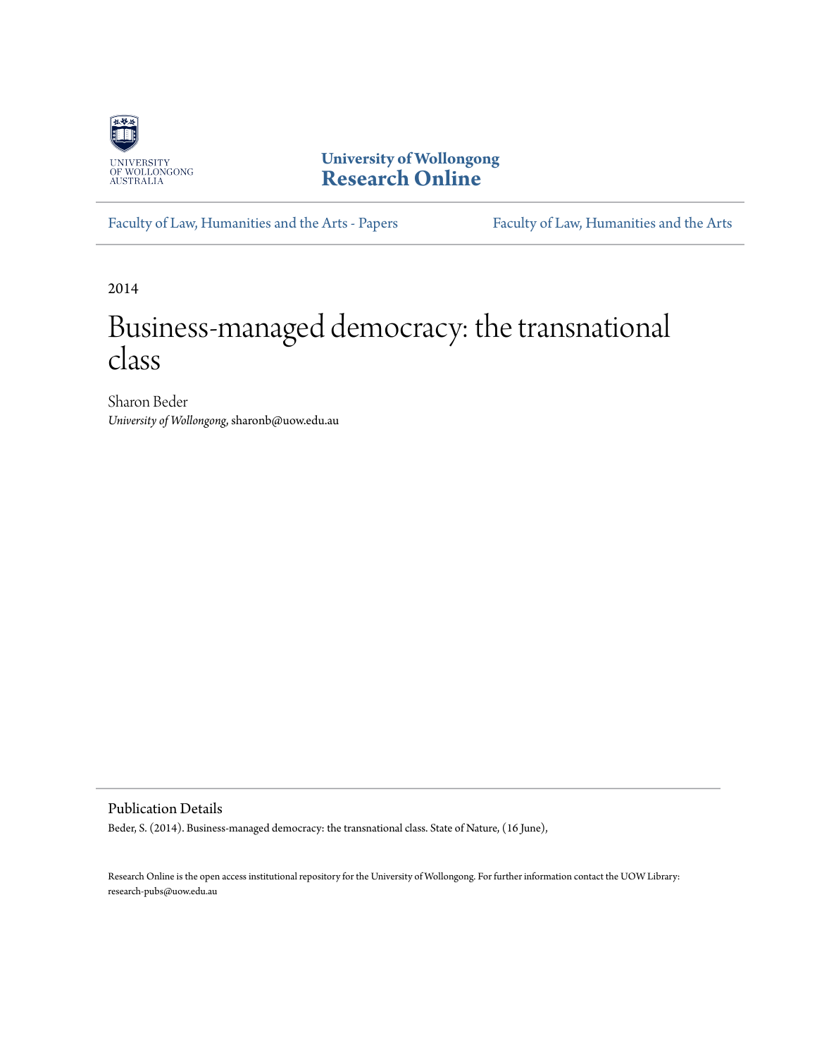UNIVERSITY OF WOLLONGONG AUSTRALIA

**University of Wollongong Research Online**

Faculty of Law, Humanities and the Arts - Papers | Faculty of Law, Humanities and the Arts

2014

# Business-managed democracy: the transnational class

Sharon Beder
*University of Wollongong*, sharonb@uow.edu.au

## Publication Details

Beder, S. (2014). Business-managed democracy: the transnational class. State of Nature, (16 June),

Research Online is the open access institutional repository for the University of Wollongong. For further information contact the UOW Library: research-pubs@uow.edu.au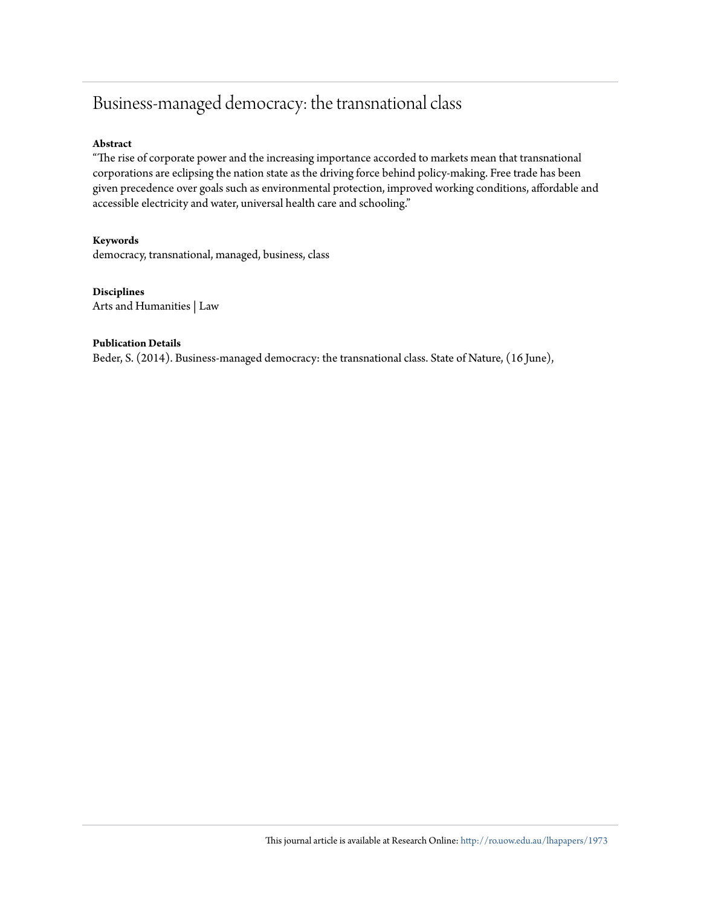# Business-managed democracy: the transnational class

**Abstract**

"The rise of corporate power and the increasing importance accorded to markets mean that transnational corporations are eclipsing the nation state as the driving force behind policy-making. Free trade has been given precedence over goals such as environmental protection, improved working conditions, affordable and accessible electricity and water, universal health care and schooling."

**Keywords**

democracy, transnational, managed, business, class

**Disciplines**

Arts and Humanities | Law

**Publication Details**

Beder, S. (2014). Business-managed democracy: the transnational class. State of Nature, (16 June),

This journal article is available at Research Online: http://ro.uow.edu.au/lhapapers/1973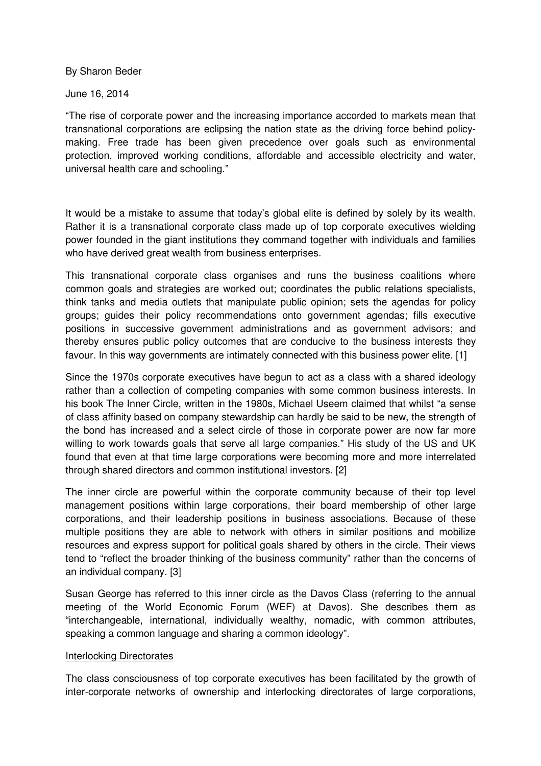By Sharon Beder

June 16, 2014

"The rise of corporate power and the increasing importance accorded to markets mean that transnational corporations are eclipsing the nation state as the driving force behind policy-making. Free trade has been given precedence over goals such as environmental protection, improved working conditions, affordable and accessible electricity and water, universal health care and schooling."

It would be a mistake to assume that today's global elite is defined by solely by its wealth. Rather it is a transnational corporate class made up of top corporate executives wielding power founded in the giant institutions they command together with individuals and families who have derived great wealth from business enterprises.

This transnational corporate class organises and runs the business coalitions where common goals and strategies are worked out; coordinates the public relations specialists, think tanks and media outlets that manipulate public opinion; sets the agendas for policy groups; guides their policy recommendations onto government agendas; fills executive positions in successive government administrations and as government advisors; and thereby ensures public policy outcomes that are conducive to the business interests they favour. In this way governments are intimately connected with this business power elite. [1]

Since the 1970s corporate executives have begun to act as a class with a shared ideology rather than a collection of competing companies with some common business interests. In his book The Inner Circle, written in the 1980s, Michael Useem claimed that whilst "a sense of class affinity based on company stewardship can hardly be said to be new, the strength of the bond has increased and a select circle of those in corporate power are now far more willing to work towards goals that serve all large companies." His study of the US and UK found that even at that time large corporations were becoming more and more interrelated through shared directors and common institutional investors. [2]

The inner circle are powerful within the corporate community because of their top level management positions within large corporations, their board membership of other large corporations, and their leadership positions in business associations. Because of these multiple positions they are able to network with others in similar positions and mobilize resources and express support for political goals shared by others in the circle. Their views tend to "reflect the broader thinking of the business community" rather than the concerns of an individual company. [3]

Susan George has referred to this inner circle as the Davos Class (referring to the annual meeting of the World Economic Forum (WEF) at Davos). She describes them as "interchangeable, international, individually wealthy, nomadic, with common attributes, speaking a common language and sharing a common ideology".

## Interlocking Directorates

The class consciousness of top corporate executives has been facilitated by the growth of inter-corporate networks of ownership and interlocking directorates of large corporations,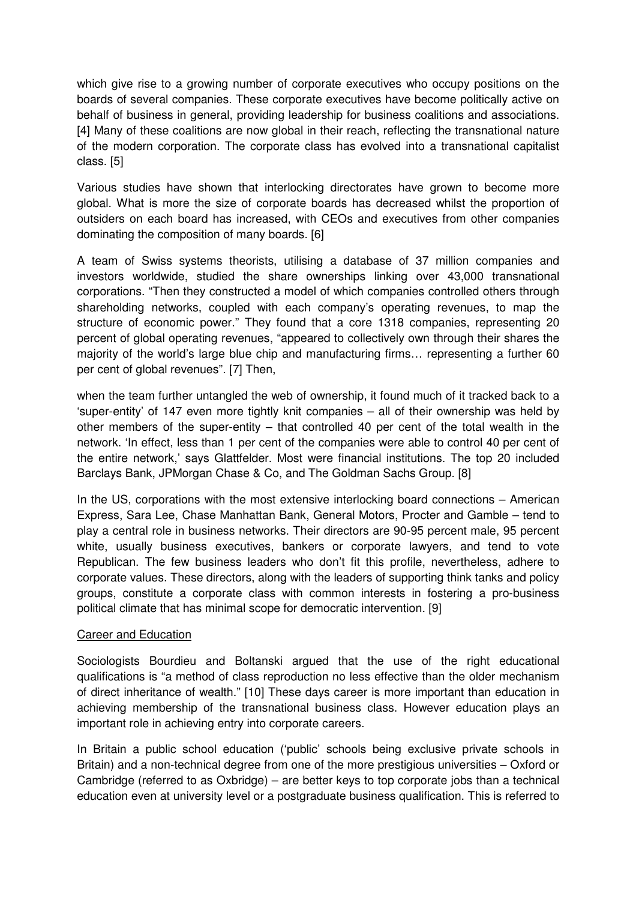which give rise to a growing number of corporate executives who occupy positions on the boards of several companies. These corporate executives have become politically active on behalf of business in general, providing leadership for business coalitions and associations. [4] Many of these coalitions are now global in their reach, reflecting the transnational nature of the modern corporation. The corporate class has evolved into a transnational capitalist class. [5]

Various studies have shown that interlocking directorates have grown to become more global. What is more the size of corporate boards has decreased whilst the proportion of outsiders on each board has increased, with CEOs and executives from other companies dominating the composition of many boards. [6]

A team of Swiss systems theorists, utilising a database of 37 million companies and investors worldwide, studied the share ownerships linking over 43,000 transnational corporations. "Then they constructed a model of which companies controlled others through shareholding networks, coupled with each company's operating revenues, to map the structure of economic power." They found that a core 1318 companies, representing 20 percent of global operating revenues, "appeared to collectively own through their shares the majority of the world's large blue chip and manufacturing firms… representing a further 60 per cent of global revenues". [7] Then,

when the team further untangled the web of ownership, it found much of it tracked back to a 'super-entity' of 147 even more tightly knit companies – all of their ownership was held by other members of the super-entity – that controlled 40 per cent of the total wealth in the network. 'In effect, less than 1 per cent of the companies were able to control 40 per cent of the entire network,' says Glattfelder. Most were financial institutions. The top 20 included Barclays Bank, JPMorgan Chase & Co, and The Goldman Sachs Group. [8]

In the US, corporations with the most extensive interlocking board connections – American Express, Sara Lee, Chase Manhattan Bank, General Motors, Procter and Gamble – tend to play a central role in business networks. Their directors are 90-95 percent male, 95 percent white, usually business executives, bankers or corporate lawyers, and tend to vote Republican. The few business leaders who don't fit this profile, nevertheless, adhere to corporate values. These directors, along with the leaders of supporting think tanks and policy groups, constitute a corporate class with common interests in fostering a pro-business political climate that has minimal scope for democratic intervention. [9]

## Career and Education

Sociologists Bourdieu and Boltanski argued that the use of the right educational qualifications is "a method of class reproduction no less effective than the older mechanism of direct inheritance of wealth." [10] These days career is more important than education in achieving membership of the transnational business class. However education plays an important role in achieving entry into corporate careers.

In Britain a public school education ('public' schools being exclusive private schools in Britain) and a non-technical degree from one of the more prestigious universities – Oxford or Cambridge (referred to as Oxbridge) – are better keys to top corporate jobs than a technical education even at university level or a postgraduate business qualification. This is referred to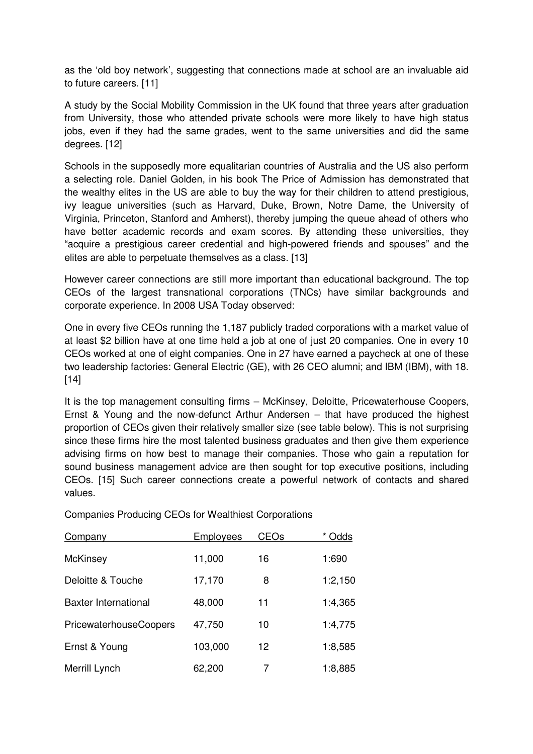as the 'old boy network', suggesting that connections made at school are an invaluable aid to future careers. [11]

A study by the Social Mobility Commission in the UK found that three years after graduation from University, those who attended private schools were more likely to have high status jobs, even if they had the same grades, went to the same universities and did the same degrees. [12]

Schools in the supposedly more equalitarian countries of Australia and the US also perform a selecting role. Daniel Golden, in his book The Price of Admission has demonstrated that the wealthy elites in the US are able to buy the way for their children to attend prestigious, ivy league universities (such as Harvard, Duke, Brown, Notre Dame, the University of Virginia, Princeton, Stanford and Amherst), thereby jumping the queue ahead of others who have better academic records and exam scores. By attending these universities, they "acquire a prestigious career credential and high-powered friends and spouses" and the elites are able to perpetuate themselves as a class. [13]

However career connections are still more important than educational background. The top CEOs of the largest transnational corporations (TNCs) have similar backgrounds and corporate experience. In 2008 USA Today observed:

One in every five CEOs running the 1,187 publicly traded corporations with a market value of at least $2 billion have at one time held a job at one of just 20 companies. One in every 10 CEOs worked at one of eight companies. One in 27 have earned a paycheck at one of these two leadership factories: General Electric (GE), with 26 CEO alumni; and IBM (IBM), with 18. [14]

It is the top management consulting firms – McKinsey, Deloitte, Pricewaterhouse Coopers, Ernst & Young and the now-defunct Arthur Andersen – that have produced the highest proportion of CEOs given their relatively smaller size (see table below). This is not surprising since these firms hire the most talented business graduates and then give them experience advising firms on how best to manage their companies. Those who gain a reputation for sound business management advice are then sought for top executive positions, including CEOs. [15] Such career connections create a powerful network of contacts and shared values.

Companies Producing CEOs for Wealthiest Corporations

| Company | Employees | CEOs | * Odds |
|---|---|---|---|
| McKinsey | 11,000 | 16 | 1:690 |
| Deloitte & Touche | 17,170 | 8 | 1:2,150 |
| Baxter International | 48,000 | 11 | 1:4,365 |
| PricewaterhouseCoopers | 47,750 | 10 | 1:4,775 |
| Ernst & Young | 103,000 | 12 | 1:8,585 |
| Merrill Lynch | 62,200 | 7 | 1:8,885 |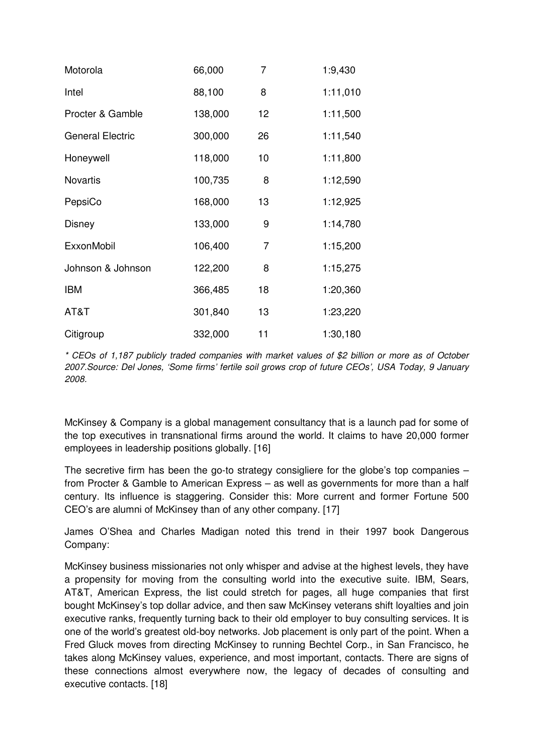| | | | |
|---|---|---|---|
| Motorola | 66,000 | 7 | 1:9,430 |
| Intel | 88,100 | 8 | 1:11,010 |
| Procter & Gamble | 138,000 | 12 | 1:11,500 |
| General Electric | 300,000 | 26 | 1:11,540 |
| Honeywell | 118,000 | 10 | 1:11,800 |
| Novartis | 100,735 | 8 | 1:12,590 |
| PepsiCo | 168,000 | 13 | 1:12,925 |
| Disney | 133,000 | 9 | 1:14,780 |
| ExxonMobil | 106,400 | 7 | 1:15,200 |
| Johnson & Johnson | 122,200 | 8 | 1:15,275 |
| IBM | 366,485 | 18 | 1:20,360 |
| AT&T | 301,840 | 13 | 1:23,220 |
| Citigroup | 332,000 | 11 | 1:30,180 |

*\* CEOs of 1,187 publicly traded companies with market values of $2 billion or more as of October 2007.Source: Del Jones, 'Some firms' fertile soil grows crop of future CEOs', USA Today, 9 January 2008.*

McKinsey & Company is a global management consultancy that is a launch pad for some of the top executives in transnational firms around the world. It claims to have 20,000 former employees in leadership positions globally. [16]

The secretive firm has been the go-to strategy consigliere for the globe's top companies – from Procter & Gamble to American Express – as well as governments for more than a half century. Its influence is staggering. Consider this: More current and former Fortune 500 CEO's are alumni of McKinsey than of any other company. [17]

James O'Shea and Charles Madigan noted this trend in their 1997 book Dangerous Company:

McKinsey business missionaries not only whisper and advise at the highest levels, they have a propensity for moving from the consulting world into the executive suite. IBM, Sears, AT&T, American Express, the list could stretch for pages, all huge companies that first bought McKinsey's top dollar advice, and then saw McKinsey veterans shift loyalties and join executive ranks, frequently turning back to their old employer to buy consulting services. It is one of the world's greatest old-boy networks. Job placement is only part of the point. When a Fred Gluck moves from directing McKinsey to running Bechtel Corp., in San Francisco, he takes along McKinsey values, experience, and most important, contacts. There are signs of these connections almost everywhere now, the legacy of decades of consulting and executive contacts. [18]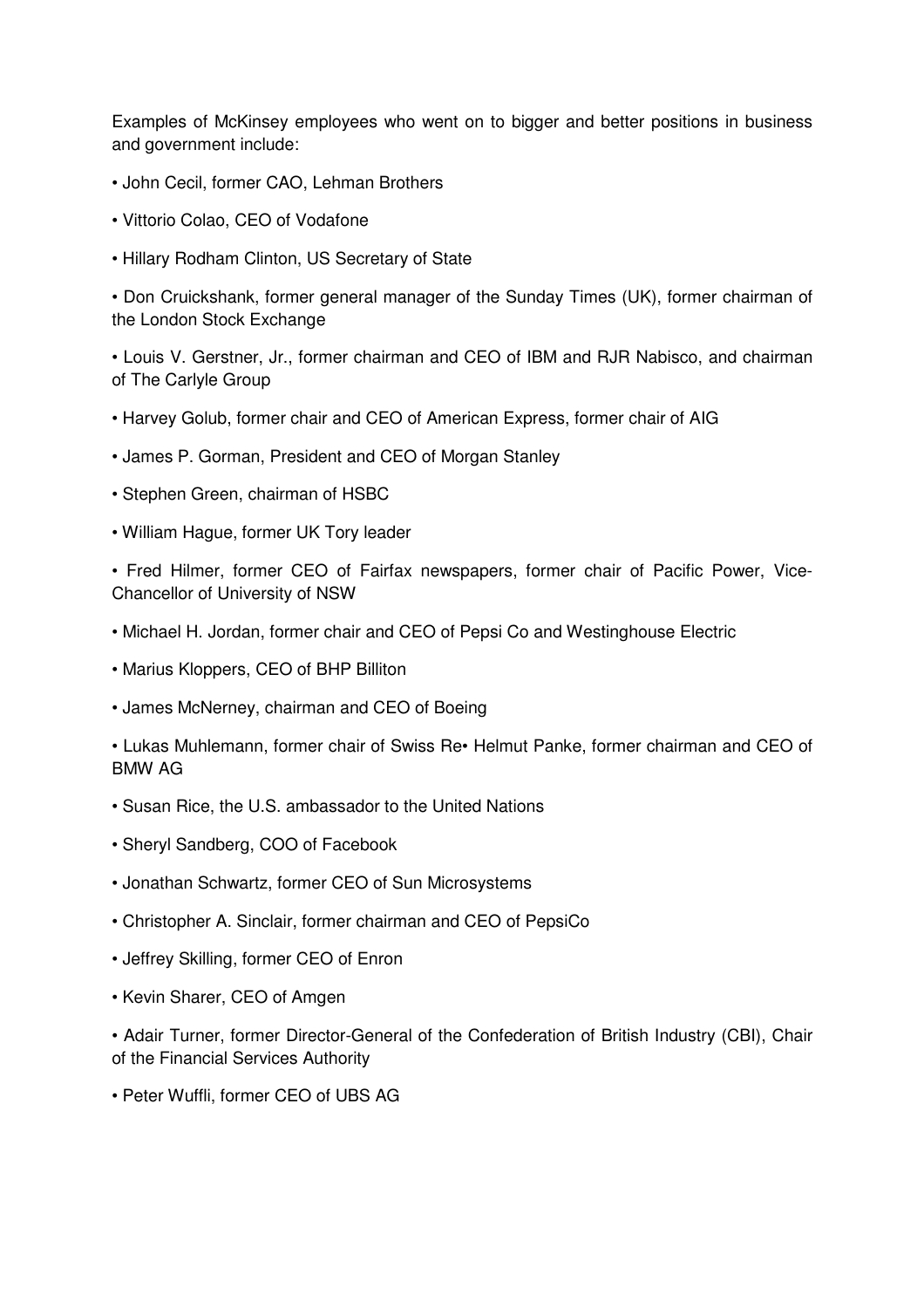Examples of McKinsey employees who went on to bigger and better positions in business and government include:

- John Cecil, former CAO, Lehman Brothers
- Vittorio Colao, CEO of Vodafone
- Hillary Rodham Clinton, US Secretary of State
- Don Cruickshank, former general manager of the Sunday Times (UK), former chairman of the London Stock Exchange
- Louis V. Gerstner, Jr., former chairman and CEO of IBM and RJR Nabisco, and chairman of The Carlyle Group
- Harvey Golub, former chair and CEO of American Express, former chair of AIG
- James P. Gorman, President and CEO of Morgan Stanley
- Stephen Green, chairman of HSBC
- William Hague, former UK Tory leader
- Fred Hilmer, former CEO of Fairfax newspapers, former chair of Pacific Power, Vice-Chancellor of University of NSW
- Michael H. Jordan, former chair and CEO of Pepsi Co and Westinghouse Electric
- Marius Kloppers, CEO of BHP Billiton
- James McNerney, chairman and CEO of Boeing
- Lukas Muhlemann, former chair of Swiss Re• Helmut Panke, former chairman and CEO of BMW AG
- Susan Rice, the U.S. ambassador to the United Nations
- Sheryl Sandberg, COO of Facebook
- Jonathan Schwartz, former CEO of Sun Microsystems
- Christopher A. Sinclair, former chairman and CEO of PepsiCo
- Jeffrey Skilling, former CEO of Enron
- Kevin Sharer, CEO of Amgen
- Adair Turner, former Director-General of the Confederation of British Industry (CBI), Chair of the Financial Services Authority
- Peter Wuffli, former CEO of UBS AG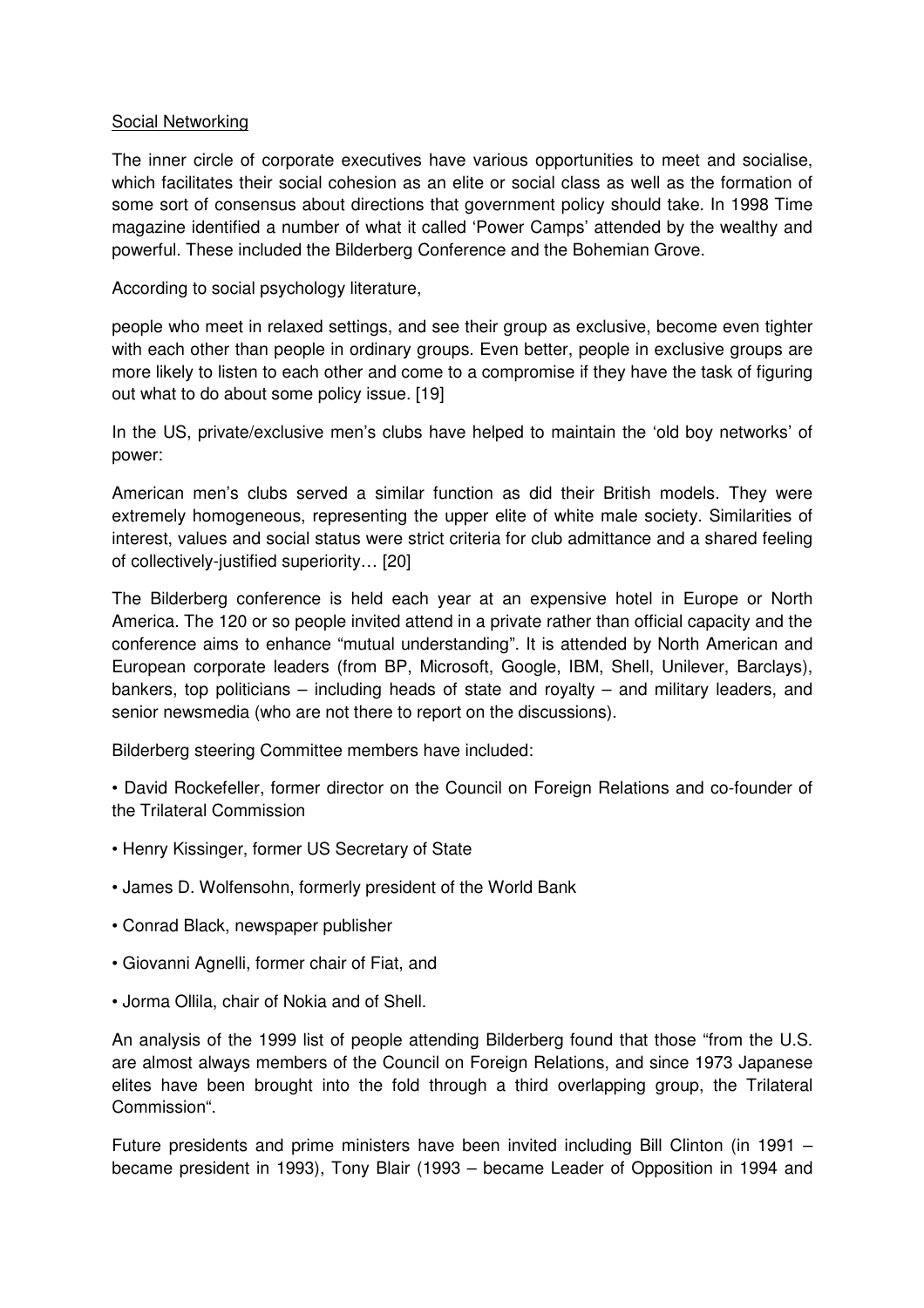Social Networking

The inner circle of corporate executives have various opportunities to meet and socialise, which facilitates their social cohesion as an elite or social class as well as the formation of some sort of consensus about directions that government policy should take. In 1998 Time magazine identified a number of what it called 'Power Camps' attended by the wealthy and powerful. These included the Bilderberg Conference and the Bohemian Grove.

According to social psychology literature,

people who meet in relaxed settings, and see their group as exclusive, become even tighter with each other than people in ordinary groups. Even better, people in exclusive groups are more likely to listen to each other and come to a compromise if they have the task of figuring out what to do about some policy issue. [19]

In the US, private/exclusive men's clubs have helped to maintain the 'old boy networks' of power:

American men's clubs served a similar function as did their British models. They were extremely homogeneous, representing the upper elite of white male society. Similarities of interest, values and social status were strict criteria for club admittance and a shared feeling of collectively-justified superiority… [20]

The Bilderberg conference is held each year at an expensive hotel in Europe or North America. The 120 or so people invited attend in a private rather than official capacity and the conference aims to enhance "mutual understanding". It is attended by North American and European corporate leaders (from BP, Microsoft, Google, IBM, Shell, Unilever, Barclays), bankers, top politicians – including heads of state and royalty – and military leaders, and senior newsmedia (who are not there to report on the discussions).

Bilderberg steering Committee members have included:

- David Rockefeller, former director on the Council on Foreign Relations and co-founder of the Trilateral Commission
- Henry Kissinger, former US Secretary of State
- James D. Wolfensohn, formerly president of the World Bank
- Conrad Black, newspaper publisher
- Giovanni Agnelli, former chair of Fiat, and
- Jorma Ollila, chair of Nokia and of Shell.

An analysis of the 1999 list of people attending Bilderberg found that those "from the U.S. are almost always members of the Council on Foreign Relations, and since 1973 Japanese elites have been brought into the fold through a third overlapping group, the Trilateral Commission".

Future presidents and prime ministers have been invited including Bill Clinton (in 1991 – became president in 1993), Tony Blair (1993 – became Leader of Opposition in 1994 and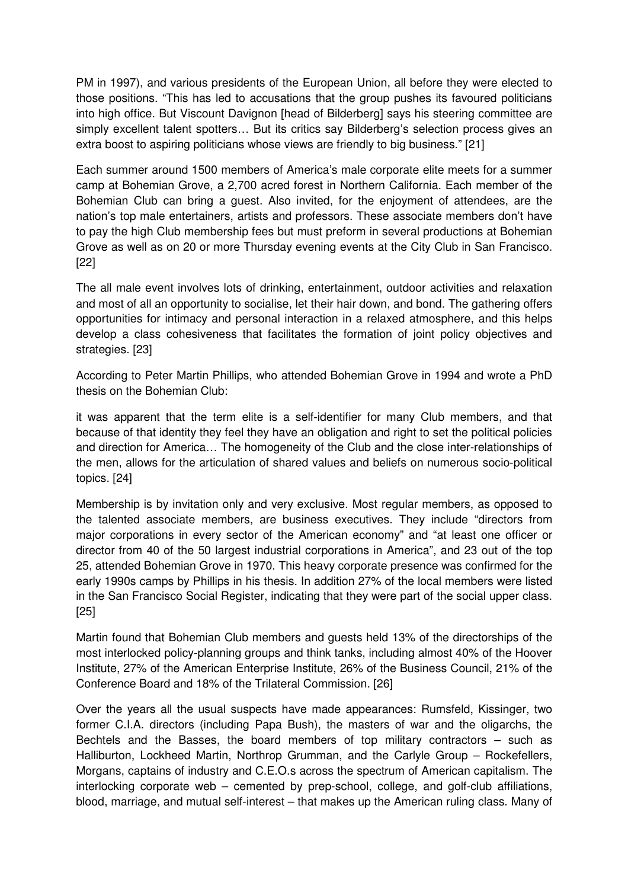PM in 1997), and various presidents of the European Union, all before they were elected to those positions. "This has led to accusations that the group pushes its favoured politicians into high office. But Viscount Davignon [head of Bilderberg] says his steering committee are simply excellent talent spotters… But its critics say Bilderberg's selection process gives an extra boost to aspiring politicians whose views are friendly to big business." [21]

Each summer around 1500 members of America's male corporate elite meets for a summer camp at Bohemian Grove, a 2,700 acred forest in Northern California. Each member of the Bohemian Club can bring a guest. Also invited, for the enjoyment of attendees, are the nation's top male entertainers, artists and professors. These associate members don't have to pay the high Club membership fees but must preform in several productions at Bohemian Grove as well as on 20 or more Thursday evening events at the City Club in San Francisco. [22]

The all male event involves lots of drinking, entertainment, outdoor activities and relaxation and most of all an opportunity to socialise, let their hair down, and bond. The gathering offers opportunities for intimacy and personal interaction in a relaxed atmosphere, and this helps develop a class cohesiveness that facilitates the formation of joint policy objectives and strategies. [23]

According to Peter Martin Phillips, who attended Bohemian Grove in 1994 and wrote a PhD thesis on the Bohemian Club:

it was apparent that the term elite is a self-identifier for many Club members, and that because of that identity they feel they have an obligation and right to set the political policies and direction for America… The homogeneity of the Club and the close inter-relationships of the men, allows for the articulation of shared values and beliefs on numerous socio-political topics. [24]

Membership is by invitation only and very exclusive. Most regular members, as opposed to the talented associate members, are business executives. They include "directors from major corporations in every sector of the American economy" and "at least one officer or director from 40 of the 50 largest industrial corporations in America", and 23 out of the top 25, attended Bohemian Grove in 1970. This heavy corporate presence was confirmed for the early 1990s camps by Phillips in his thesis. In addition 27% of the local members were listed in the San Francisco Social Register, indicating that they were part of the social upper class. [25]

Martin found that Bohemian Club members and guests held 13% of the directorships of the most interlocked policy-planning groups and think tanks, including almost 40% of the Hoover Institute, 27% of the American Enterprise Institute, 26% of the Business Council, 21% of the Conference Board and 18% of the Trilateral Commission. [26]

Over the years all the usual suspects have made appearances: Rumsfeld, Kissinger, two former C.I.A. directors (including Papa Bush), the masters of war and the oligarchs, the Bechtels and the Basses, the board members of top military contractors – such as Halliburton, Lockheed Martin, Northrop Grumman, and the Carlyle Group – Rockefellers, Morgans, captains of industry and C.E.O.s across the spectrum of American capitalism. The interlocking corporate web – cemented by prep-school, college, and golf-club affiliations, blood, marriage, and mutual self-interest – that makes up the American ruling class. Many of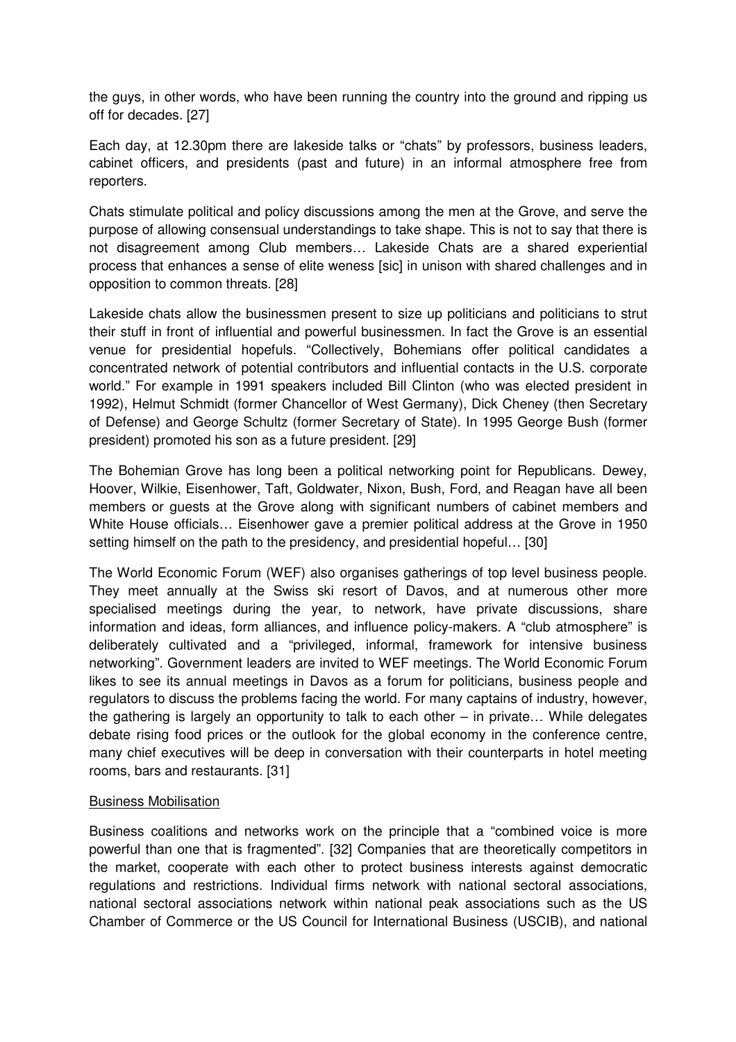the guys, in other words, who have been running the country into the ground and ripping us off for decades. [27]

Each day, at 12.30pm there are lakeside talks or "chats" by professors, business leaders, cabinet officers, and presidents (past and future) in an informal atmosphere free from reporters.

Chats stimulate political and policy discussions among the men at the Grove, and serve the purpose of allowing consensual understandings to take shape. This is not to say that there is not disagreement among Club members… Lakeside Chats are a shared experiential process that enhances a sense of elite weness [sic] in unison with shared challenges and in opposition to common threats. [28]

Lakeside chats allow the businessmen present to size up politicians and politicians to strut their stuff in front of influential and powerful businessmen. In fact the Grove is an essential venue for presidential hopefuls. "Collectively, Bohemians offer political candidates a concentrated network of potential contributors and influential contacts in the U.S. corporate world." For example in 1991 speakers included Bill Clinton (who was elected president in 1992), Helmut Schmidt (former Chancellor of West Germany), Dick Cheney (then Secretary of Defense) and George Schultz (former Secretary of State). In 1995 George Bush (former president) promoted his son as a future president. [29]

The Bohemian Grove has long been a political networking point for Republicans. Dewey, Hoover, Wilkie, Eisenhower, Taft, Goldwater, Nixon, Bush, Ford, and Reagan have all been members or guests at the Grove along with significant numbers of cabinet members and White House officials… Eisenhower gave a premier political address at the Grove in 1950 setting himself on the path to the presidency, and presidential hopeful… [30]

The World Economic Forum (WEF) also organises gatherings of top level business people. They meet annually at the Swiss ski resort of Davos, and at numerous other more specialised meetings during the year, to network, have private discussions, share information and ideas, form alliances, and influence policy-makers. A "club atmosphere" is deliberately cultivated and a "privileged, informal, framework for intensive business networking". Government leaders are invited to WEF meetings. The World Economic Forum likes to see its annual meetings in Davos as a forum for politicians, business people and regulators to discuss the problems facing the world. For many captains of industry, however, the gathering is largely an opportunity to talk to each other – in private… While delegates debate rising food prices or the outlook for the global economy in the conference centre, many chief executives will be deep in conversation with their counterparts in hotel meeting rooms, bars and restaurants. [31]

## Business Mobilisation

Business coalitions and networks work on the principle that a "combined voice is more powerful than one that is fragmented". [32] Companies that are theoretically competitors in the market, cooperate with each other to protect business interests against democratic regulations and restrictions. Individual firms network with national sectoral associations, national sectoral associations network within national peak associations such as the US Chamber of Commerce or the US Council for International Business (USCIB), and national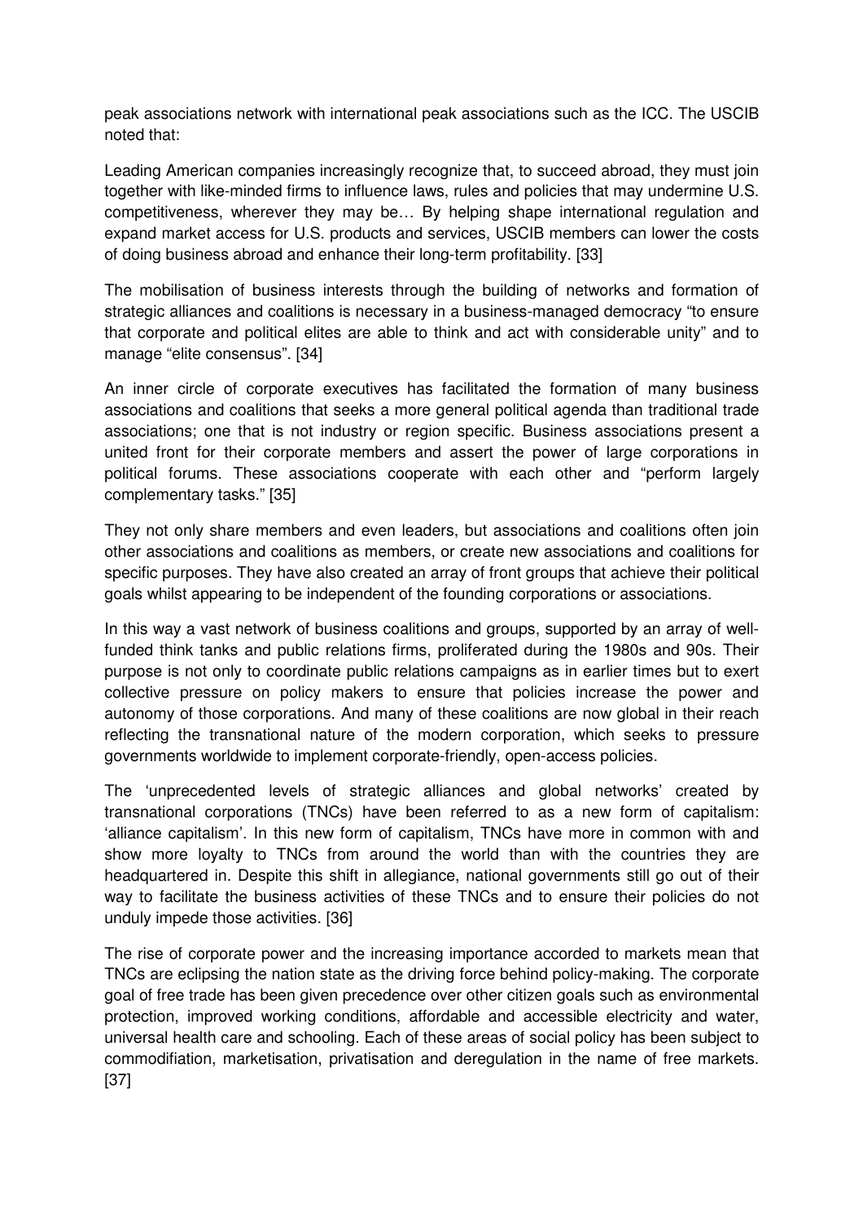peak associations network with international peak associations such as the ICC. The USCIB noted that:

Leading American companies increasingly recognize that, to succeed abroad, they must join together with like-minded firms to influence laws, rules and policies that may undermine U.S. competitiveness, wherever they may be… By helping shape international regulation and expand market access for U.S. products and services, USCIB members can lower the costs of doing business abroad and enhance their long-term profitability. [33]

The mobilisation of business interests through the building of networks and formation of strategic alliances and coalitions is necessary in a business-managed democracy "to ensure that corporate and political elites are able to think and act with considerable unity" and to manage "elite consensus". [34]

An inner circle of corporate executives has facilitated the formation of many business associations and coalitions that seeks a more general political agenda than traditional trade associations; one that is not industry or region specific. Business associations present a united front for their corporate members and assert the power of large corporations in political forums. These associations cooperate with each other and "perform largely complementary tasks." [35]

They not only share members and even leaders, but associations and coalitions often join other associations and coalitions as members, or create new associations and coalitions for specific purposes. They have also created an array of front groups that achieve their political goals whilst appearing to be independent of the founding corporations or associations.

In this way a vast network of business coalitions and groups, supported by an array of well-funded think tanks and public relations firms, proliferated during the 1980s and 90s. Their purpose is not only to coordinate public relations campaigns as in earlier times but to exert collective pressure on policy makers to ensure that policies increase the power and autonomy of those corporations. And many of these coalitions are now global in their reach reflecting the transnational nature of the modern corporation, which seeks to pressure governments worldwide to implement corporate-friendly, open-access policies.

The 'unprecedented levels of strategic alliances and global networks' created by transnational corporations (TNCs) have been referred to as a new form of capitalism: 'alliance capitalism'. In this new form of capitalism, TNCs have more in common with and show more loyalty to TNCs from around the world than with the countries they are headquartered in. Despite this shift in allegiance, national governments still go out of their way to facilitate the business activities of these TNCs and to ensure their policies do not unduly impede those activities. [36]

The rise of corporate power and the increasing importance accorded to markets mean that TNCs are eclipsing the nation state as the driving force behind policy-making. The corporate goal of free trade has been given precedence over other citizen goals such as environmental protection, improved working conditions, affordable and accessible electricity and water, universal health care and schooling. Each of these areas of social policy has been subject to commodifiation, marketisation, privatisation and deregulation in the name of free markets. [37]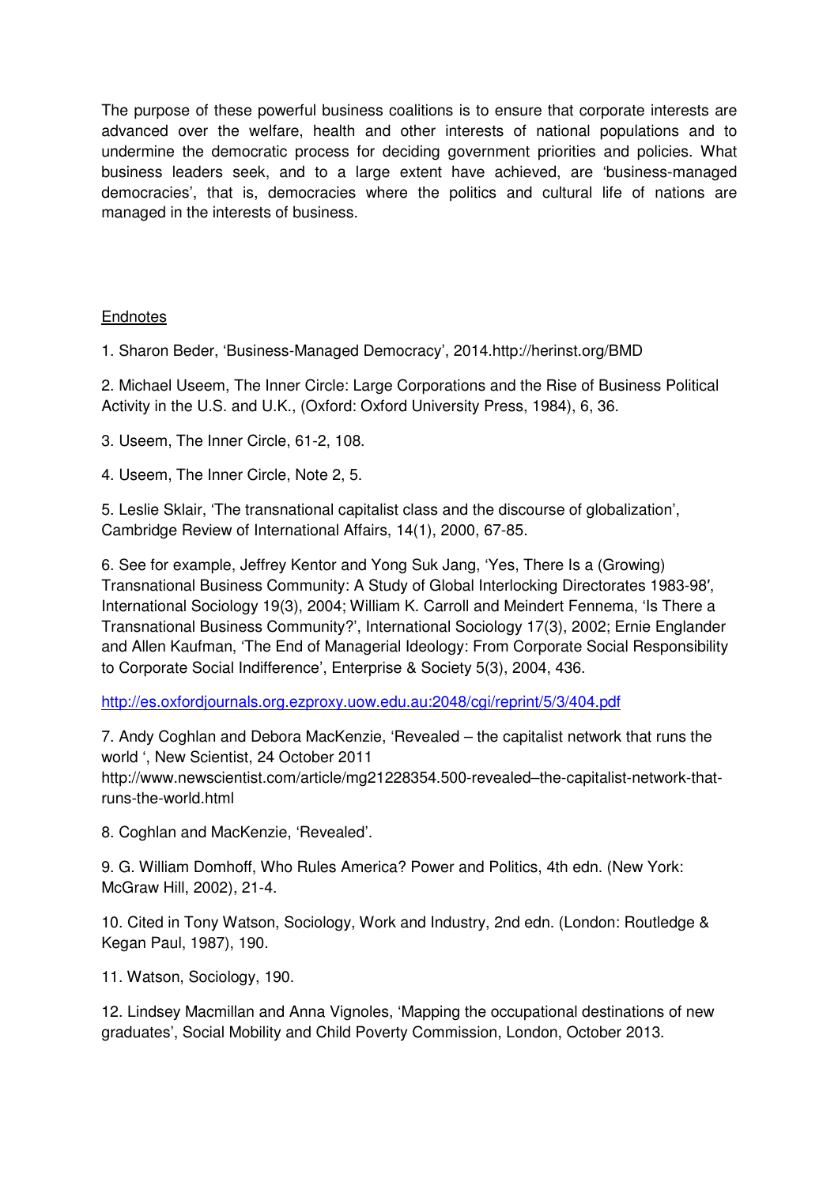The purpose of these powerful business coalitions is to ensure that corporate interests are advanced over the welfare, health and other interests of national populations and to undermine the democratic process for deciding government priorities and policies. What business leaders seek, and to a large extent have achieved, are 'business-managed democracies', that is, democracies where the politics and cultural life of nations are managed in the interests of business.

## Endnotes

1. Sharon Beder, 'Business-Managed Democracy', 2014.http://herinst.org/BMD

2. Michael Useem, The Inner Circle: Large Corporations and the Rise of Business Political Activity in the U.S. and U.K., (Oxford: Oxford University Press, 1984), 6, 36.

3. Useem, The Inner Circle, 61-2, 108.

4. Useem, The Inner Circle, Note 2, 5.

5. Leslie Sklair, 'The transnational capitalist class and the discourse of globalization', Cambridge Review of International Affairs, 14(1), 2000, 67-85.

6. See for example, Jeffrey Kentor and Yong Suk Jang, 'Yes, There Is a (Growing) Transnational Business Community: A Study of Global Interlocking Directorates 1983-98′, International Sociology 19(3), 2004; William K. Carroll and Meindert Fennema, 'Is There a Transnational Business Community?', International Sociology 17(3), 2002; Ernie Englander and Allen Kaufman, 'The End of Managerial Ideology: From Corporate Social Responsibility to Corporate Social Indifference', Enterprise & Society 5(3), 2004, 436.

http://es.oxfordjournals.org.ezproxy.uow.edu.au:2048/cgi/reprint/5/3/404.pdf

7. Andy Coghlan and Debora MacKenzie, 'Revealed – the capitalist network that runs the world ', New Scientist, 24 October 2011 http://www.newscientist.com/article/mg21228354.500-revealed–the-capitalist-network-that-runs-the-world.html

8. Coghlan and MacKenzie, 'Revealed'.

9. G. William Domhoff, Who Rules America? Power and Politics, 4th edn. (New York: McGraw Hill, 2002), 21-4.

10. Cited in Tony Watson, Sociology, Work and Industry, 2nd edn. (London: Routledge & Kegan Paul, 1987), 190.

11. Watson, Sociology, 190.

12. Lindsey Macmillan and Anna Vignoles, 'Mapping the occupational destinations of new graduates', Social Mobility and Child Poverty Commission, London, October 2013.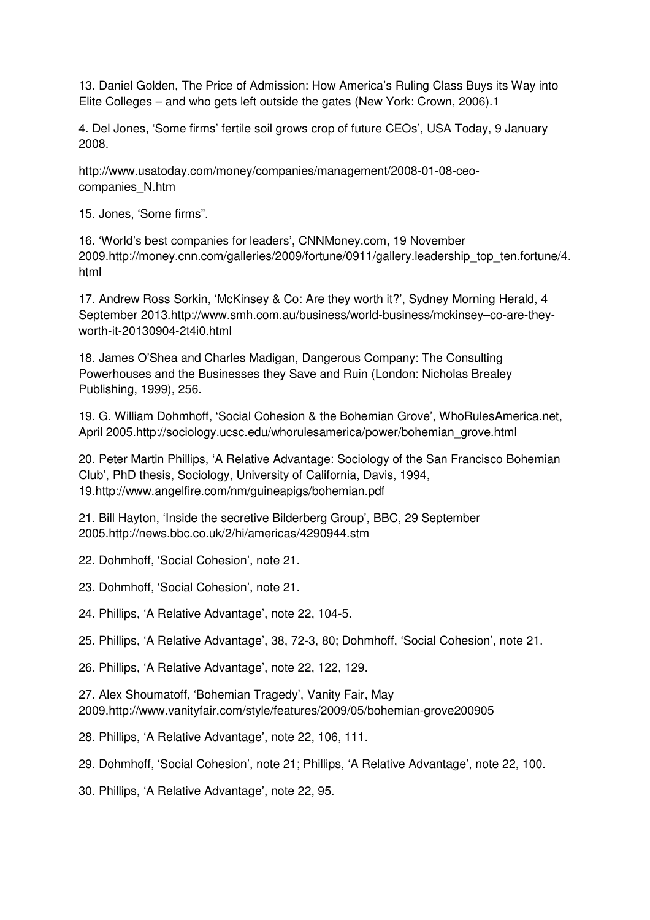13. Daniel Golden, The Price of Admission: How America's Ruling Class Buys its Way into Elite Colleges – and who gets left outside the gates (New York: Crown, 2006).1

4. Del Jones, 'Some firms' fertile soil grows crop of future CEOs', USA Today, 9 January 2008.

http://www.usatoday.com/money/companies/management/2008-01-08-ceo-companies_N.htm

15. Jones, 'Some firms".

16. 'World's best companies for leaders', CNNMoney.com, 19 November 2009.http://money.cnn.com/galleries/2009/fortune/0911/gallery.leadership_top_ten.fortune/4.html

17. Andrew Ross Sorkin, 'McKinsey & Co: Are they worth it?', Sydney Morning Herald, 4 September 2013.http://www.smh.com.au/business/world-business/mckinsey–co-are-they-worth-it-20130904-2t4i0.html

18. James O'Shea and Charles Madigan, Dangerous Company: The Consulting Powerhouses and the Businesses they Save and Ruin (London: Nicholas Brealey Publishing, 1999), 256.

19. G. William Dohmhoff, 'Social Cohesion & the Bohemian Grove', WhoRulesAmerica.net, April 2005.http://sociology.ucsc.edu/whorulesamerica/power/bohemian_grove.html

20. Peter Martin Phillips, 'A Relative Advantage: Sociology of the San Francisco Bohemian Club', PhD thesis, Sociology, University of California, Davis, 1994, 19.http://www.angelfire.com/nm/guineapigs/bohemian.pdf

21. Bill Hayton, 'Inside the secretive Bilderberg Group', BBC, 29 September 2005.http://news.bbc.co.uk/2/hi/americas/4290944.stm

22. Dohmhoff, 'Social Cohesion', note 21.

23. Dohmhoff, 'Social Cohesion', note 21.

24. Phillips, 'A Relative Advantage', note 22, 104-5.

25. Phillips, 'A Relative Advantage', 38, 72-3, 80; Dohmhoff, 'Social Cohesion', note 21.

26. Phillips, 'A Relative Advantage', note 22, 122, 129.

27. Alex Shoumatoff, 'Bohemian Tragedy', Vanity Fair, May 2009.http://www.vanityfair.com/style/features/2009/05/bohemian-grove200905

28. Phillips, 'A Relative Advantage', note 22, 106, 111.

29. Dohmhoff, 'Social Cohesion', note 21; Phillips, 'A Relative Advantage', note 22, 100.

30. Phillips, 'A Relative Advantage', note 22, 95.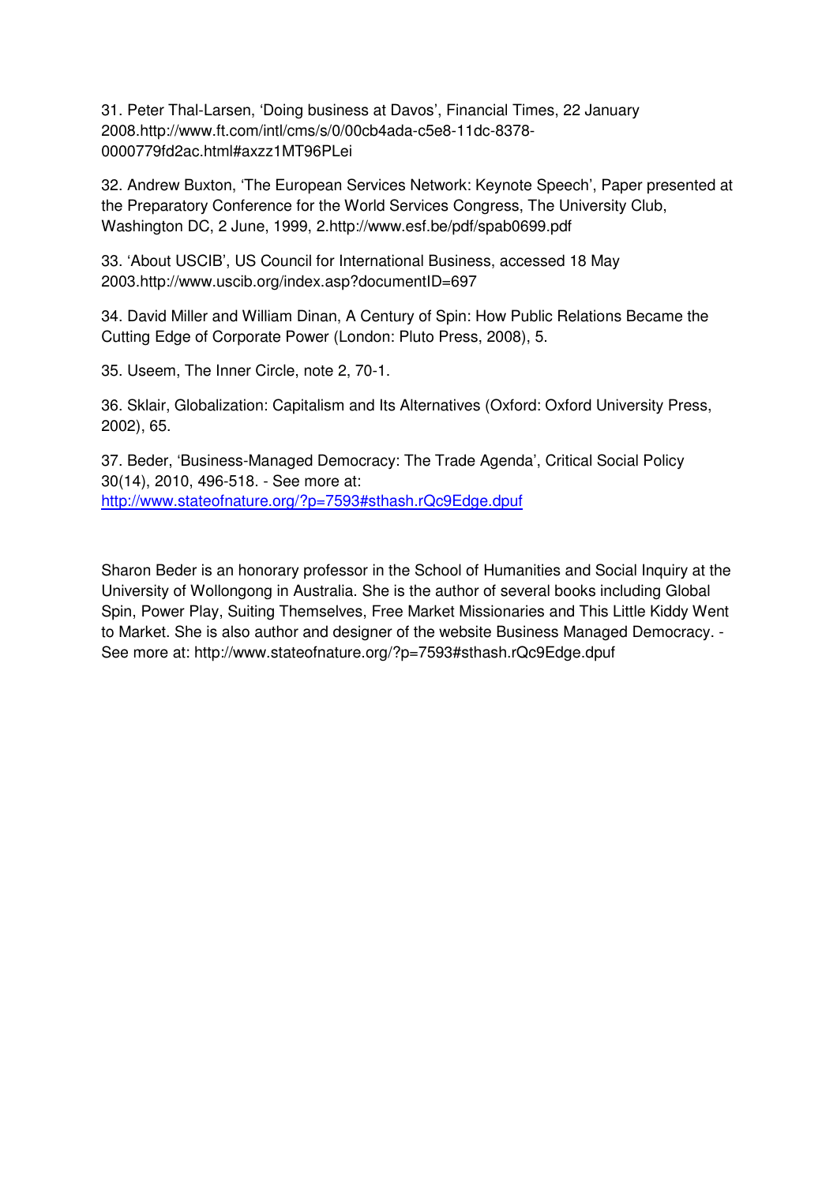31. Peter Thal-Larsen, 'Doing business at Davos', Financial Times, 22 January 2008.http://www.ft.com/intl/cms/s/0/00cb4ada-c5e8-11dc-8378-0000779fd2ac.html#axzz1MT96PLei

32. Andrew Buxton, 'The European Services Network: Keynote Speech', Paper presented at the Preparatory Conference for the World Services Congress, The University Club, Washington DC, 2 June, 1999, 2.http://www.esf.be/pdf/spab0699.pdf

33. 'About USCIB', US Council for International Business, accessed 18 May 2003.http://www.uscib.org/index.asp?documentID=697

34. David Miller and William Dinan, A Century of Spin: How Public Relations Became the Cutting Edge of Corporate Power (London: Pluto Press, 2008), 5.

35. Useem, The Inner Circle, note 2, 70-1.

36. Sklair, Globalization: Capitalism and Its Alternatives (Oxford: Oxford University Press, 2002), 65.

37. Beder, 'Business-Managed Democracy: The Trade Agenda', Critical Social Policy 30(14), 2010, 496-518. - See more at: [http://www.stateofnature.org/?p=7593#sthash.rQc9Edge.dpuf](http://www.stateofnature.org/?p=7593#sthash.rQc9Edge.dpuf)

Sharon Beder is an honorary professor in the School of Humanities and Social Inquiry at the University of Wollongong in Australia. She is the author of several books including Global Spin, Power Play, Suiting Themselves, Free Market Missionaries and This Little Kiddy Went to Market. She is also author and designer of the website Business Managed Democracy. - See more at: http://www.stateofnature.org/?p=7593#sthash.rQc9Edge.dpuf